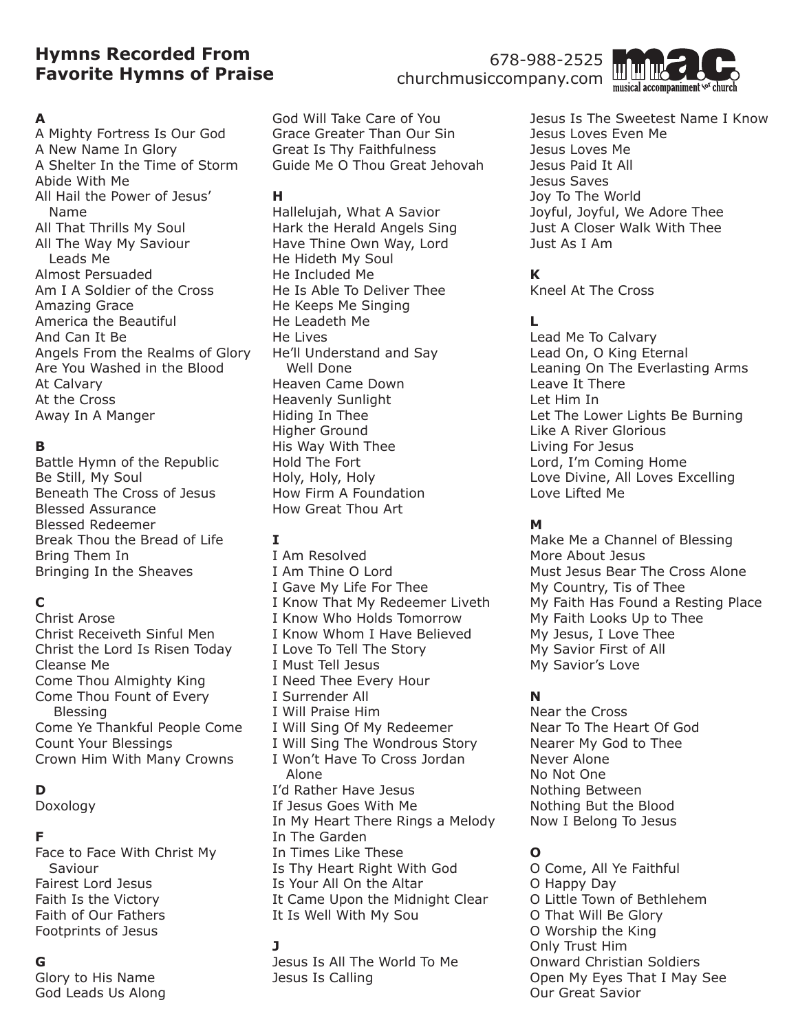# Hymns Recorded From Favorite Hymns of Praise

678-988-2525
churchmusiccompany.com

**A**

A Mighty Fortress Is Our God
A New Name In Glory
A Shelter In the Time of Storm
Abide With Me
All Hail the Power of Jesus' Name
All That Thrills My Soul
All The Way My Saviour Leads Me
Almost Persuaded
Am I A Soldier of the Cross
Amazing Grace
America the Beautiful
And Can It Be
Angels From the Realms of Glory
Are You Washed in the Blood
At Calvary
At the Cross
Away In A Manger

**B**

Battle Hymn of the Republic
Be Still, My Soul
Beneath The Cross of Jesus
Blessed Assurance
Blessed Redeemer
Break Thou the Bread of Life
Bring Them In
Bringing In the Sheaves

**C**

Christ Arose
Christ Receiveth Sinful Men
Christ the Lord Is Risen Today
Cleanse Me
Come Thou Almighty King
Come Thou Fount of Every Blessing
Come Ye Thankful People Come
Count Your Blessings
Crown Him With Many Crowns

**D**

Doxology

**F**

Face to Face With Christ My Saviour
Fairest Lord Jesus
Faith Is the Victory
Faith of Our Fathers
Footprints of Jesus

**G**

Glory to His Name
God Leads Us Along
God Will Take Care of You
Grace Greater Than Our Sin
Great Is Thy Faithfulness
Guide Me O Thou Great Jehovah

**H**

Hallelujah, What A Savior
Hark the Herald Angels Sing
Have Thine Own Way, Lord
He Hideth My Soul
He Included Me
He Is Able To Deliver Thee
He Keeps Me Singing
He Leadeth Me
He Lives
He'll Understand and Say Well Done
Heaven Came Down
Heavenly Sunlight
Hiding In Thee
Higher Ground
His Way With Thee
Hold The Fort
Holy, Holy, Holy
How Firm A Foundation
How Great Thou Art

**I**

I Am Resolved
I Am Thine O Lord
I Gave My Life For Thee
I Know That My Redeemer Liveth
I Know Who Holds Tomorrow
I Know Whom I Have Believed
I Love To Tell The Story
I Must Tell Jesus
I Need Thee Every Hour
I Surrender All
I Will Praise Him
I Will Sing Of My Redeemer
I Will Sing The Wondrous Story
I Won't Have To Cross Jordan Alone
I'd Rather Have Jesus
If Jesus Goes With Me
In My Heart There Rings a Melody
In The Garden
In Times Like These
Is Thy Heart Right With God
Is Your All On the Altar
It Came Upon the Midnight Clear
It Is Well With My Sou

**J**

Jesus Is All The World To Me
Jesus Is Calling
Jesus Is The Sweetest Name I Know
Jesus Loves Even Me
Jesus Loves Me
Jesus Paid It All
Jesus Saves
Joy To The World
Joyful, Joyful, We Adore Thee
Just A Closer Walk With Thee
Just As I Am

**K**

Kneel At The Cross

**L**

Lead Me To Calvary
Lead On, O King Eternal
Leaning On The Everlasting Arms
Leave It There
Let Him In
Let The Lower Lights Be Burning
Like A River Glorious
Living For Jesus
Lord, I'm Coming Home
Love Divine, All Loves Excelling
Love Lifted Me

**M**

Make Me a Channel of Blessing
More About Jesus
Must Jesus Bear The Cross Alone
My Country, Tis of Thee
My Faith Has Found a Resting Place
My Faith Looks Up to Thee
My Jesus, I Love Thee
My Savior First of All
My Savior's Love

**N**

Near the Cross
Near To The Heart Of God
Nearer My God to Thee
Never Alone
No Not One
Nothing Between
Nothing But the Blood
Now I Belong To Jesus

**O**

O Come, All Ye Faithful
O Happy Day
O Little Town of Bethlehem
O That Will Be Glory
O Worship the King
Only Trust Him
Onward Christian Soldiers
Open My Eyes That I May See
Our Great Savior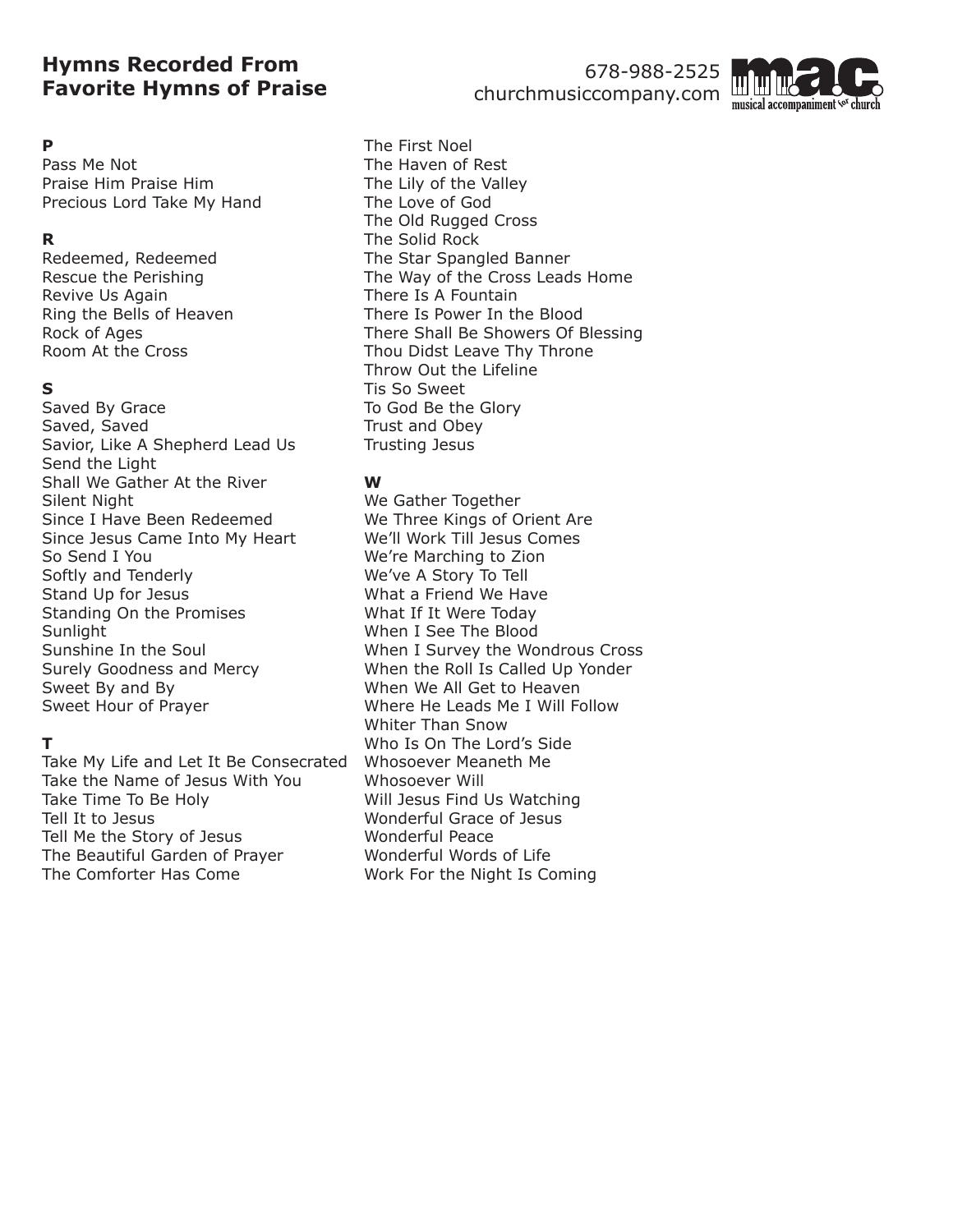# Hymns Recorded From Favorite Hymns of Praise

678-988-2525
churchmusiccompany.com

**P**

Pass Me Not
Praise Him Praise Him
Precious Lord Take My Hand

**R**

Redeemed, Redeemed
Rescue the Perishing
Revive Us Again
Ring the Bells of Heaven
Rock of Ages
Room At the Cross

**S**

Saved By Grace
Saved, Saved
Savior, Like A Shepherd Lead Us
Send the Light
Shall We Gather At the River
Silent Night
Since I Have Been Redeemed
Since Jesus Came Into My Heart
So Send I You
Softly and Tenderly
Stand Up for Jesus
Standing On the Promises
Sunlight
Sunshine In the Soul
Surely Goodness and Mercy
Sweet By and By
Sweet Hour of Prayer

**T**

Take My Life and Let It Be Consecrated
Take the Name of Jesus With You
Take Time To Be Holy
Tell It to Jesus
Tell Me the Story of Jesus
The Beautiful Garden of Prayer
The Comforter Has Come
The First Noel
The Haven of Rest
The Lily of the Valley
The Love of God
The Old Rugged Cross
The Solid Rock
The Star Spangled Banner
The Way of the Cross Leads Home
There Is A Fountain
There Is Power In the Blood
There Shall Be Showers Of Blessing
Thou Didst Leave Thy Throne
Throw Out the Lifeline
Tis So Sweet
To God Be the Glory
Trust and Obey
Trusting Jesus

**W**

We Gather Together
We Three Kings of Orient Are
We'll Work Till Jesus Comes
We're Marching to Zion
We've A Story To Tell
What a Friend We Have
What If It Were Today
When I See The Blood
When I Survey the Wondrous Cross
When the Roll Is Called Up Yonder
When We All Get to Heaven
Where He Leads Me I Will Follow
Whiter Than Snow
Who Is On The Lord's Side
Whosoever Meaneth Me
Whosoever Will
Will Jesus Find Us Watching
Wonderful Grace of Jesus
Wonderful Peace
Wonderful Words of Life
Work For the Night Is Coming